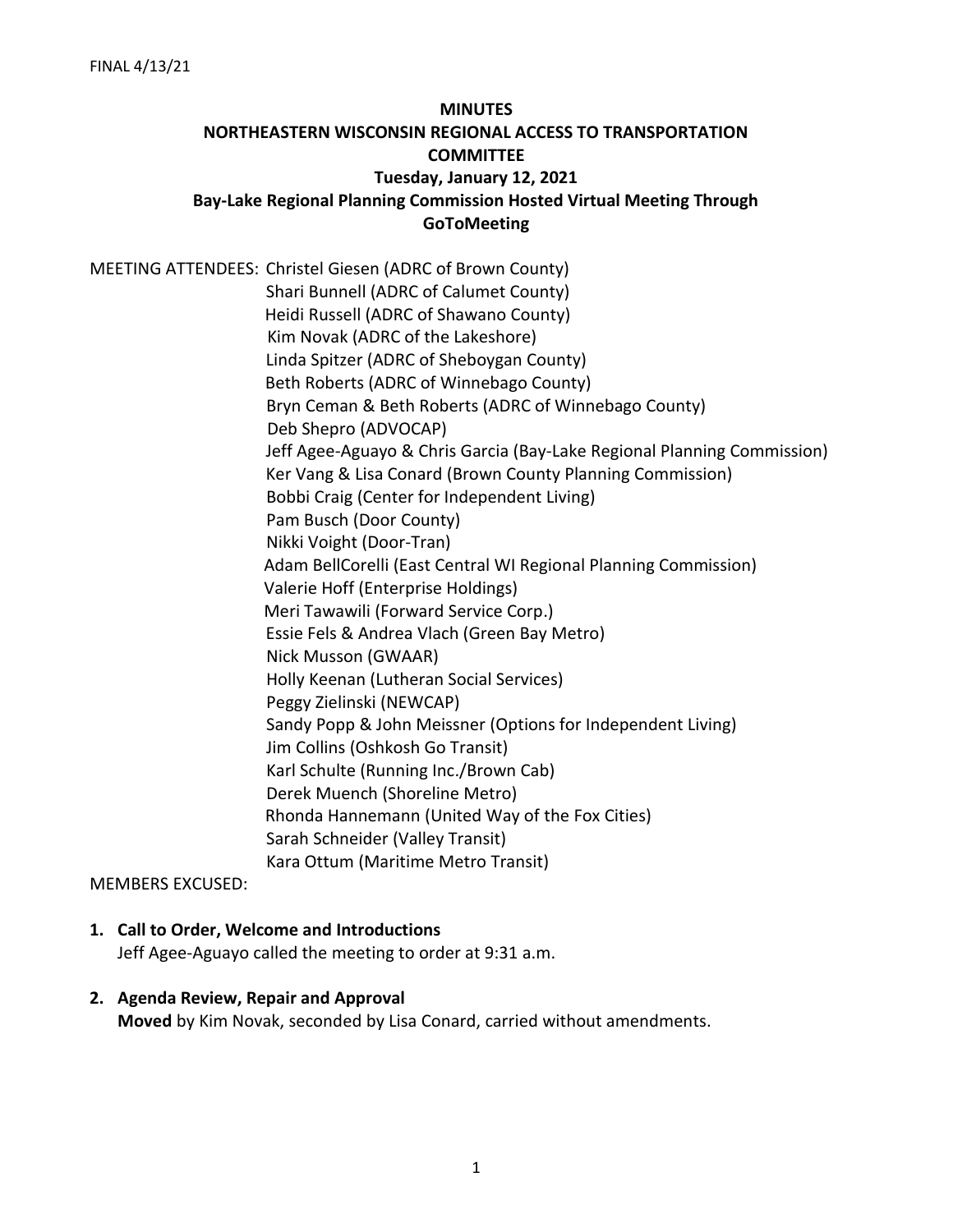FINAL 4/13/21

# MINUTES
# NORTHEASTERN WISCONSIN REGIONAL ACCESS TO TRANSPORTATION COMMITTEE
## Tuesday, January 12, 2021
## Bay-Lake Regional Planning Commission Hosted Virtual Meeting Through GoToMeeting

MEETING ATTENDEES: Christel Giesen (ADRC of Brown County)
Shari Bunnell (ADRC of Calumet County)
Heidi Russell (ADRC of Shawano County)
Kim Novak (ADRC of the Lakeshore)
Linda Spitzer (ADRC of Sheboygan County)
Beth Roberts (ADRC of Winnebago County)
Bryn Ceman & Beth Roberts (ADRC of Winnebago County)
Deb Shepro (ADVOCAP)
Jeff Agee-Aguayo & Chris Garcia (Bay-Lake Regional Planning Commission)
Ker Vang & Lisa Conard (Brown County Planning Commission)
Bobbi Craig (Center for Independent Living)
Pam Busch (Door County)
Nikki Voight (Door-Tran)
Adam BellCorelli (East Central WI Regional Planning Commission)
Valerie Hoff (Enterprise Holdings)
Meri Tawawili (Forward Service Corp.)
Essie Fels & Andrea Vlach (Green Bay Metro)
Nick Musson (GWAAR)
Holly Keenan (Lutheran Social Services)
Peggy Zielinski (NEWCAP)
Sandy Popp & John Meissner (Options for Independent Living)
Jim Collins (Oshkosh Go Transit)
Karl Schulte (Running Inc./Brown Cab)
Derek Muench (Shoreline Metro)
Rhonda Hannemann (United Way of the Fox Cities)
Sarah Schneider (Valley Transit)
Kara Ottum (Maritime Metro Transit)

MEMBERS EXCUSED:

1. **Call to Order, Welcome and Introductions**
   Jeff Agee-Aguayo called the meeting to order at 9:31 a.m.

2. **Agenda Review, Repair and Approval**
   **Moved** by Kim Novak, seconded by Lisa Conard, carried without amendments.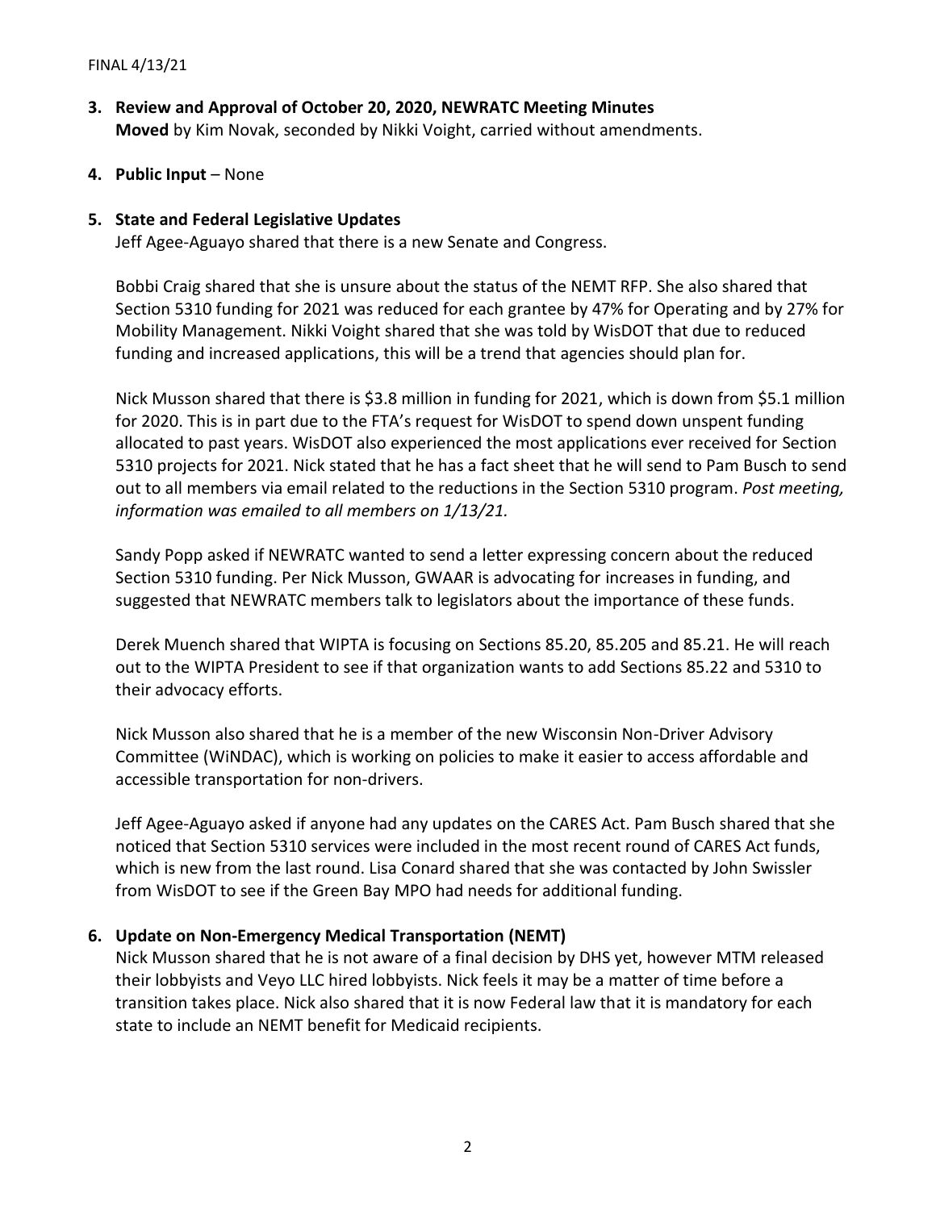**3. Review and Approval of October 20, 2020, NEWRATC Meeting Minutes**
**Moved** by Kim Novak, seconded by Nikki Voight, carried without amendments.

**4. Public Input** – None

**5. State and Federal Legislative Updates**
Jeff Agee-Aguayo shared that there is a new Senate and Congress.

Bobbi Craig shared that she is unsure about the status of the NEMT RFP. She also shared that Section 5310 funding for 2021 was reduced for each grantee by 47% for Operating and by 27% for Mobility Management. Nikki Voight shared that she was told by WisDOT that due to reduced funding and increased applications, this will be a trend that agencies should plan for.

Nick Musson shared that there is $3.8 million in funding for 2021, which is down from $5.1 million for 2020. This is in part due to the FTA's request for WisDOT to spend down unspent funding allocated to past years. WisDOT also experienced the most applications ever received for Section 5310 projects for 2021. Nick stated that he has a fact sheet that he will send to Pam Busch to send out to all members via email related to the reductions in the Section 5310 program. *Post meeting, information was emailed to all members on 1/13/21.*

Sandy Popp asked if NEWRATC wanted to send a letter expressing concern about the reduced Section 5310 funding. Per Nick Musson, GWAAR is advocating for increases in funding, and suggested that NEWRATC members talk to legislators about the importance of these funds.

Derek Muench shared that WIPTA is focusing on Sections 85.20, 85.205 and 85.21. He will reach out to the WIPTA President to see if that organization wants to add Sections 85.22 and 5310 to their advocacy efforts.

Nick Musson also shared that he is a member of the new Wisconsin Non-Driver Advisory Committee (WiNDAC), which is working on policies to make it easier to access affordable and accessible transportation for non-drivers.

Jeff Agee-Aguayo asked if anyone had any updates on the CARES Act. Pam Busch shared that she noticed that Section 5310 services were included in the most recent round of CARES Act funds, which is new from the last round. Lisa Conard shared that she was contacted by John Swissler from WisDOT to see if the Green Bay MPO had needs for additional funding.

**6. Update on Non-Emergency Medical Transportation (NEMT)**
Nick Musson shared that he is not aware of a final decision by DHS yet, however MTM released their lobbyists and Veyo LLC hired lobbyists. Nick feels it may be a matter of time before a transition takes place. Nick also shared that it is now Federal law that it is mandatory for each state to include an NEMT benefit for Medicaid recipients.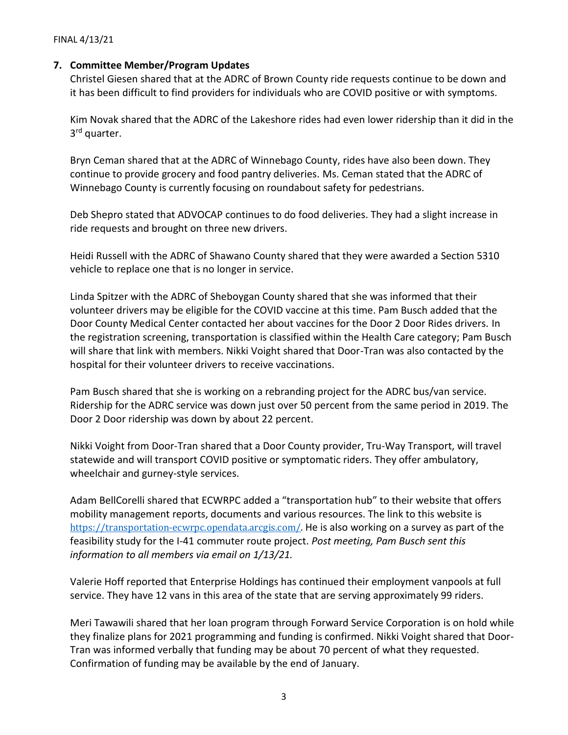FINAL 4/13/21

**7. Committee Member/Program Updates**

Christel Giesen shared that at the ADRC of Brown County ride requests continue to be down and it has been difficult to find providers for individuals who are COVID positive or with symptoms.

Kim Novak shared that the ADRC of the Lakeshore rides had even lower ridership than it did in the 3rd quarter.

Bryn Ceman shared that at the ADRC of Winnebago County, rides have also been down. They continue to provide grocery and food pantry deliveries. Ms. Ceman stated that the ADRC of Winnebago County is currently focusing on roundabout safety for pedestrians.

Deb Shepro stated that ADVOCAP continues to do food deliveries. They had a slight increase in ride requests and brought on three new drivers.

Heidi Russell with the ADRC of Shawano County shared that they were awarded a Section 5310 vehicle to replace one that is no longer in service.

Linda Spitzer with the ADRC of Sheboygan County shared that she was informed that their volunteer drivers may be eligible for the COVID vaccine at this time. Pam Busch added that the Door County Medical Center contacted her about vaccines for the Door 2 Door Rides drivers. In the registration screening, transportation is classified within the Health Care category; Pam Busch will share that link with members. Nikki Voight shared that Door-Tran was also contacted by the hospital for their volunteer drivers to receive vaccinations.

Pam Busch shared that she is working on a rebranding project for the ADRC bus/van service. Ridership for the ADRC service was down just over 50 percent from the same period in 2019. The Door 2 Door ridership was down by about 22 percent.

Nikki Voight from Door-Tran shared that a Door County provider, Tru-Way Transport, will travel statewide and will transport COVID positive or symptomatic riders. They offer ambulatory, wheelchair and gurney-style services.

Adam BellCorelli shared that ECWRPC added a "transportation hub" to their website that offers mobility management reports, documents and various resources. The link to this website is https://transportation-ecwrpc.opendata.arcgis.com/. He is also working on a survey as part of the feasibility study for the I-41 commuter route project. *Post meeting, Pam Busch sent this information to all members via email on 1/13/21.*

Valerie Hoff reported that Enterprise Holdings has continued their employment vanpools at full service. They have 12 vans in this area of the state that are serving approximately 99 riders.

Meri Tawawili shared that her loan program through Forward Service Corporation is on hold while they finalize plans for 2021 programming and funding is confirmed. Nikki Voight shared that Door-Tran was informed verbally that funding may be about 70 percent of what they requested. Confirmation of funding may be available by the end of January.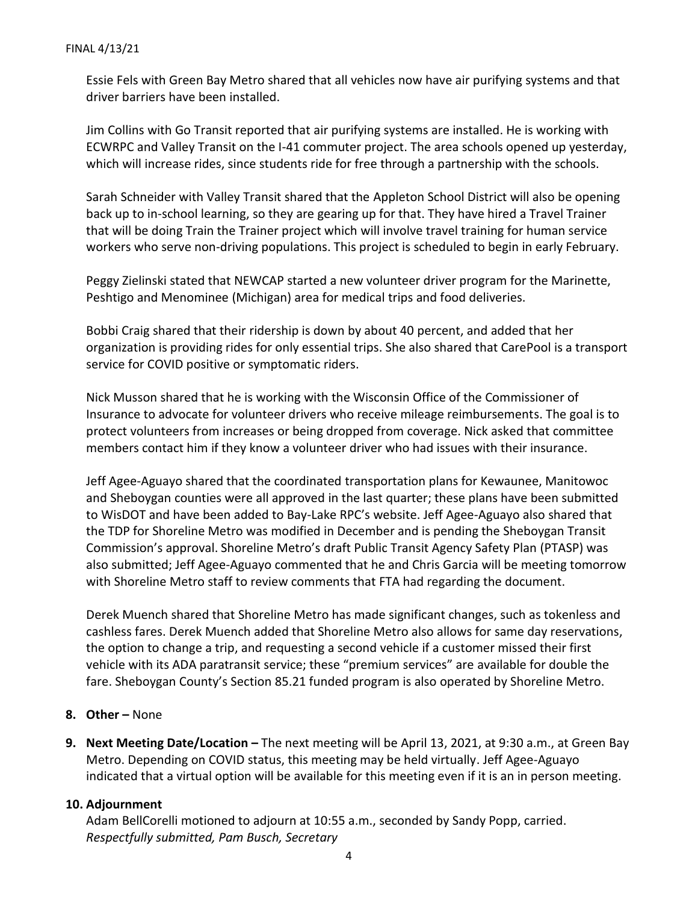Essie Fels with Green Bay Metro shared that all vehicles now have air purifying systems and that driver barriers have been installed.

Jim Collins with Go Transit reported that air purifying systems are installed. He is working with ECWRPC and Valley Transit on the I-41 commuter project. The area schools opened up yesterday, which will increase rides, since students ride for free through a partnership with the schools.

Sarah Schneider with Valley Transit shared that the Appleton School District will also be opening back up to in-school learning, so they are gearing up for that. They have hired a Travel Trainer that will be doing Train the Trainer project which will involve travel training for human service workers who serve non-driving populations. This project is scheduled to begin in early February.

Peggy Zielinski stated that NEWCAP started a new volunteer driver program for the Marinette, Peshtigo and Menominee (Michigan) area for medical trips and food deliveries.

Bobbi Craig shared that their ridership is down by about 40 percent, and added that her organization is providing rides for only essential trips. She also shared that CarePool is a transport service for COVID positive or symptomatic riders.

Nick Musson shared that he is working with the Wisconsin Office of the Commissioner of Insurance to advocate for volunteer drivers who receive mileage reimbursements. The goal is to protect volunteers from increases or being dropped from coverage. Nick asked that committee members contact him if they know a volunteer driver who had issues with their insurance.

Jeff Agee-Aguayo shared that the coordinated transportation plans for Kewaunee, Manitowoc and Sheboygan counties were all approved in the last quarter; these plans have been submitted to WisDOT and have been added to Bay-Lake RPC's website. Jeff Agee-Aguayo also shared that the TDP for Shoreline Metro was modified in December and is pending the Sheboygan Transit Commission's approval. Shoreline Metro's draft Public Transit Agency Safety Plan (PTASP) was also submitted; Jeff Agee-Aguayo commented that he and Chris Garcia will be meeting tomorrow with Shoreline Metro staff to review comments that FTA had regarding the document.

Derek Muench shared that Shoreline Metro has made significant changes, such as tokenless and cashless fares. Derek Muench added that Shoreline Metro also allows for same day reservations, the option to change a trip, and requesting a second vehicle if a customer missed their first vehicle with its ADA paratransit service; these "premium services" are available for double the fare. Sheboygan County's Section 85.21 funded program is also operated by Shoreline Metro.

8. **Other –** None

9. **Next Meeting Date/Location –** The next meeting will be April 13, 2021, at 9:30 a.m., at Green Bay Metro. Depending on COVID status, this meeting may be held virtually. Jeff Agee-Aguayo indicated that a virtual option will be available for this meeting even if it is an in person meeting.

10. **Adjournment**

Adam BellCorelli motioned to adjourn at 10:55 a.m., seconded by Sandy Popp, carried.
*Respectfully submitted, Pam Busch, Secretary*